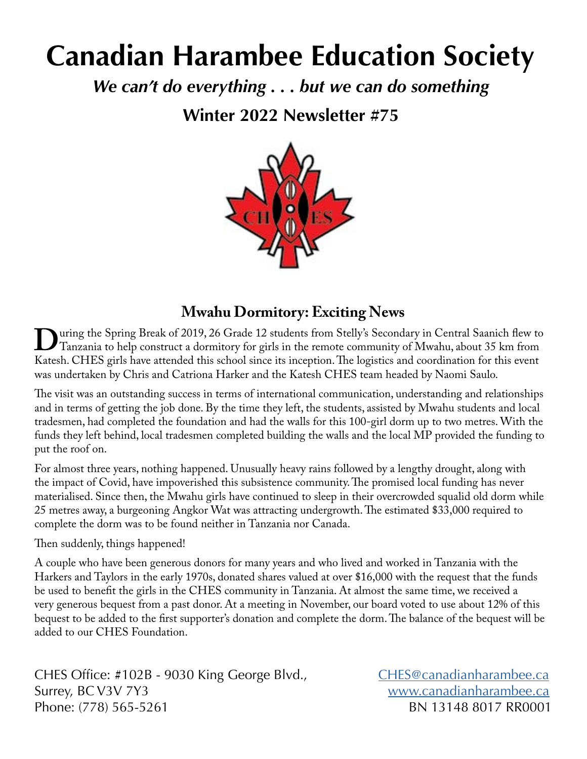# Canadian Harambee Education Society

***We can't do everything . . . but we can do something***

**Winter 2022 Newsletter #75**

## Mwahu Dormitory: Exciting News

During the Spring Break of 2019, 26 Grade 12 students from Stelly's Secondary in Central Saanich flew to Tanzania to help construct a dormitory for girls in the remote community of Mwahu, about 35 km from Katesh. CHES girls have attended this school since its inception. The logistics and coordination for this event was undertaken by Chris and Catriona Harker and the Katesh CHES team headed by Naomi Saulo.

The visit was an outstanding success in terms of international communication, understanding and relationships and in terms of getting the job done. By the time they left, the students, assisted by Mwahu students and local tradesmen, had completed the foundation and had the walls for this 100-girl dorm up to two metres. With the funds they left behind, local tradesmen completed building the walls and the local MP provided the funding to put the roof on.

For almost three years, nothing happened. Unusually heavy rains followed by a lengthy drought, along with the impact of Covid, have impoverished this subsistence community. The promised local funding has never materialised. Since then, the Mwahu girls have continued to sleep in their overcrowded squalid old dorm while 25 metres away, a burgeoning Angkor Wat was attracting undergrowth. The estimated $33,000 required to complete the dorm was to be found neither in Tanzania nor Canada.

Then suddenly, things happened!

A couple who have been generous donors for many years and who lived and worked in Tanzania with the Harkers and Taylors in the early 1970s, donated shares valued at over $16,000 with the request that the funds be used to benefit the girls in the CHES community in Tanzania. At almost the same time, we received a very generous bequest from a past donor. At a meeting in November, our board voted to use about 12% of this bequest to be added to the first supporter's donation and complete the dorm. The balance of the bequest will be added to our CHES Foundation.

CHES Office: #102B - 9030 King George Blvd.,
Surrey, BC V3V 7Y3
Phone: (778) 565-5261

CHES@canadianharambee.ca
www.canadianharambee.ca
BN 13148 8017 RR0001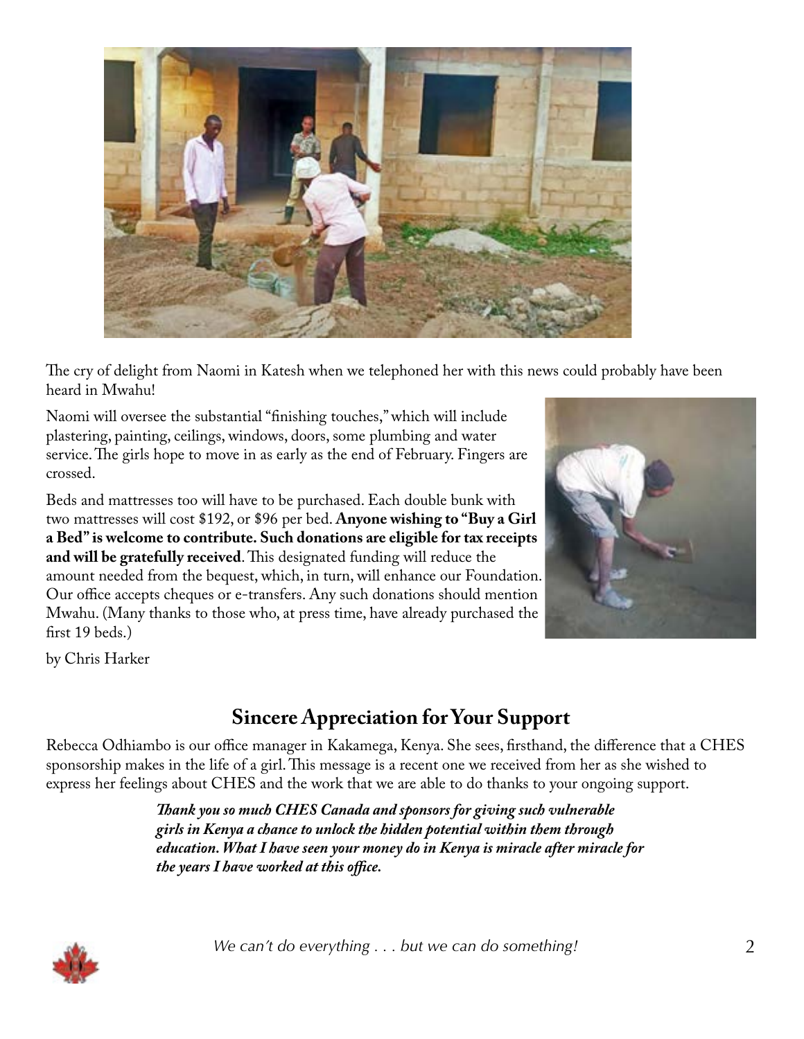The cry of delight from Naomi in Katesh when we telephoned her with this news could probably have been heard in Mwahu!

Naomi will oversee the substantial "finishing touches," which will include plastering, painting, ceilings, windows, doors, some plumbing and water service. The girls hope to move in as early as the end of February. Fingers are crossed.

Beds and mattresses too will have to be purchased. Each double bunk with two mattresses will cost $192, or $96 per bed. **Anyone wishing to "Buy a Girl a Bed" is welcome to contribute. Such donations are eligible for tax receipts and will be gratefully received**. This designated funding will reduce the amount needed from the bequest, which, in turn, will enhance our Foundation. Our office accepts cheques or e-transfers. Any such donations should mention Mwahu. (Many thanks to those who, at press time, have already purchased the first 19 beds.)

by Chris Harker

## Sincere Appreciation for Your Support

Rebecca Odhiambo is our office manager in Kakamega, Kenya. She sees, firsthand, the difference that a CHES sponsorship makes in the life of a girl. This message is a recent one we received from her as she wished to express her feelings about CHES and the work that we are able to do thanks to your ongoing support.

> ***Thank you so much CHES Canada and sponsors for giving such vulnerable girls in Kenya a chance to unlock the hidden potential within them through education. What I have seen your money do in Kenya is miracle after miracle for the years I have worked at this office.***

*We can't do everything . . . but we can do something!*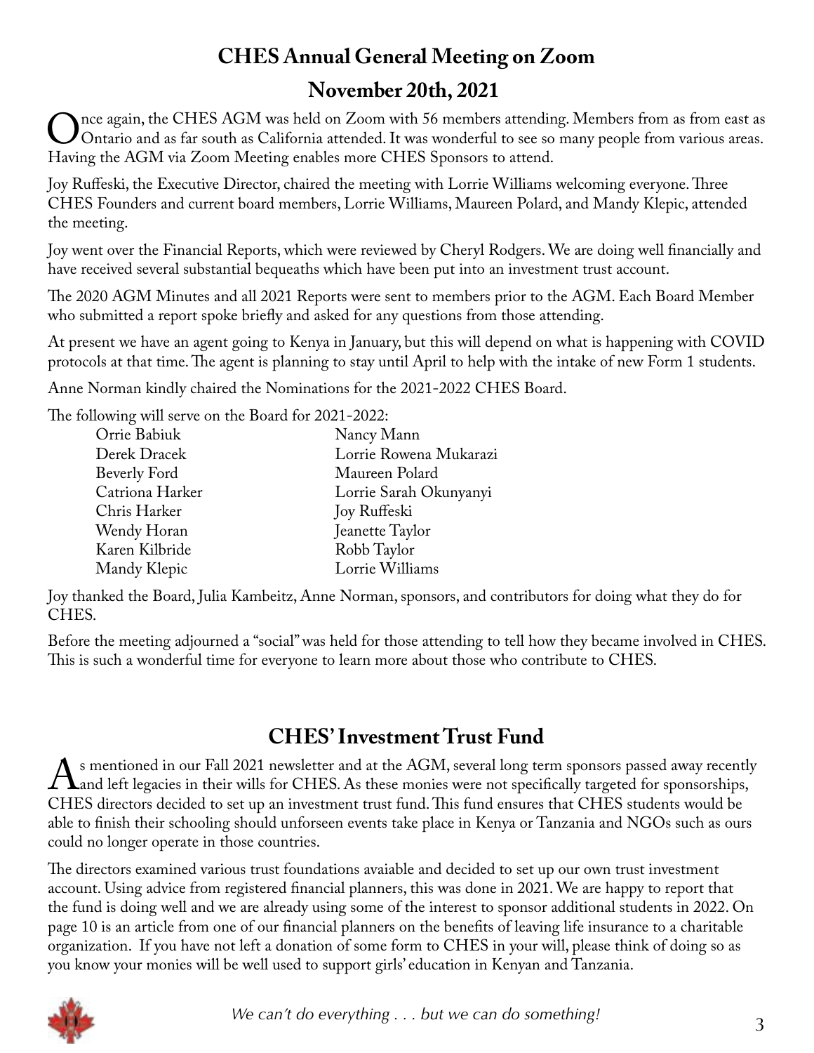## CHES Annual General Meeting on Zoom

## November 20th, 2021

Once again, the CHES AGM was held on Zoom with 56 members attending. Members from as from east as Ontario and as far south as California attended. It was wonderful to see so many people from various areas. Having the AGM via Zoom Meeting enables more CHES Sponsors to attend.

Joy Ruffeski, the Executive Director, chaired the meeting with Lorrie Williams welcoming everyone. Three CHES Founders and current board members, Lorrie Williams, Maureen Polard, and Mandy Klepic, attended the meeting.

Joy went over the Financial Reports, which were reviewed by Cheryl Rodgers. We are doing well financially and have received several substantial bequeaths which have been put into an investment trust account.

The 2020 AGM Minutes and all 2021 Reports were sent to members prior to the AGM. Each Board Member who submitted a report spoke briefly and asked for any questions from those attending.

At present we have an agent going to Kenya in January, but this will depend on what is happening with COVID protocols at that time. The agent is planning to stay until April to help with the intake of new Form 1 students.

Anne Norman kindly chaired the Nominations for the 2021-2022 CHES Board.

The following will serve on the Board for 2021-2022:

- Orrie Babiuk
- Derek Dracek
- Beverly Ford
- Catriona Harker
- Chris Harker
- Wendy Horan
- Karen Kilbride
- Mandy Klepic
- Nancy Mann
- Lorrie Rowena Mukarazi
- Maureen Polard
- Lorrie Sarah Okunyanyi
- Joy Ruffeski
- Jeanette Taylor
- Robb Taylor
- Lorrie Williams

Joy thanked the Board, Julia Kambeitz, Anne Norman, sponsors, and contributors for doing what they do for CHES.

Before the meeting adjourned a "social" was held for those attending to tell how they became involved in CHES. This is such a wonderful time for everyone to learn more about those who contribute to CHES.

## CHES' Investment Trust Fund

As mentioned in our Fall 2021 newsletter and at the AGM, several long term sponsors passed away recently and left legacies in their wills for CHES. As these monies were not specifically targeted for sponsorships, CHES directors decided to set up an investment trust fund. This fund ensures that CHES students would be able to finish their schooling should unforseen events take place in Kenya or Tanzania and NGOs such as ours could no longer operate in those countries.

The directors examined various trust foundations avaiable and decided to set up our own trust investment account. Using advice from registered financial planners, this was done in 2021. We are happy to report that the fund is doing well and we are already using some of the interest to sponsor additional students in 2022. On page 10 is an article from one of our financial planners on the benefits of leaving life insurance to a charitable organization. If you have not left a donation of some form to CHES in your will, please think of doing so as you know your monies will be well used to support girls' education in Kenyan and Tanzania.

*We can't do everything . . . but we can do something!*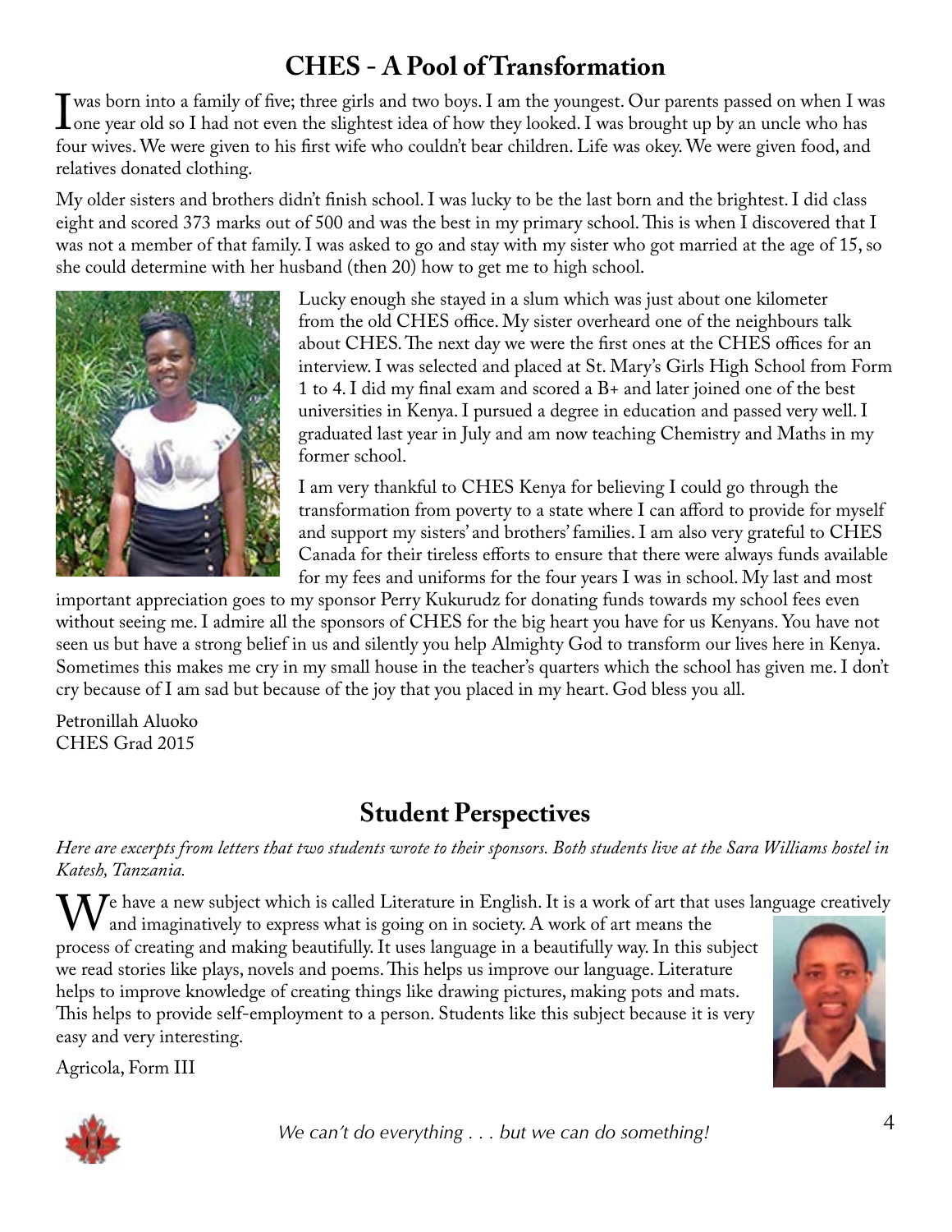## CHES - A Pool of Transformation

I was born into a family of five; three girls and two boys. I am the youngest. Our parents passed on when I was one year old so I had not even the slightest idea of how they looked. I was brought up by an uncle who has four wives. We were given to his first wife who couldn't bear children. Life was okey. We were given food, and relatives donated clothing.

My older sisters and brothers didn't finish school. I was lucky to be the last born and the brightest. I did class eight and scored 373 marks out of 500 and was the best in my primary school. This is when I discovered that I was not a member of that family. I was asked to go and stay with my sister who got married at the age of 15, so she could determine with her husband (then 20) how to get me to high school.

Lucky enough she stayed in a slum which was just about one kilometer from the old CHES office. My sister overheard one of the neighbours talk about CHES. The next day we were the first ones at the CHES offices for an interview. I was selected and placed at St. Mary's Girls High School from Form 1 to 4. I did my final exam and scored a B+ and later joined one of the best universities in Kenya. I pursued a degree in education and passed very well. I graduated last year in July and am now teaching Chemistry and Maths in my former school.

I am very thankful to CHES Kenya for believing I could go through the transformation from poverty to a state where I can afford to provide for myself and support my sisters' and brothers' families. I am also very grateful to CHES Canada for their tireless efforts to ensure that there were always funds available for my fees and uniforms for the four years I was in school. My last and most important appreciation goes to my sponsor Perry Kukurudz for donating funds towards my school fees even without seeing me. I admire all the sponsors of CHES for the big heart you have for us Kenyans. You have not seen us but have a strong belief in us and silently you help Almighty God to transform our lives here in Kenya. Sometimes this makes me cry in my small house in the teacher's quarters which the school has given me. I don't cry because of I am sad but because of the joy that you placed in my heart. God bless you all.

Petronillah Aluoko
CHES Grad 2015

## Student Perspectives

*Here are excerpts from letters that two students wrote to their sponsors. Both students live at the Sara Williams hostel in Katesh, Tanzania.*

We have a new subject which is called Literature in English. It is a work of art that uses language creatively and imaginatively to express what is going on in society. A work of art means the process of creating and making beautifully. It uses language in a beautifully way. In this subject we read stories like plays, novels and poems. This helps us improve our language. Literature helps to improve knowledge of creating things like drawing pictures, making pots and mats. This helps to provide self-employment to a person. Students like this subject because it is very easy and very interesting.

Agricola, Form III

*We can't do everything . . . but we can do something!*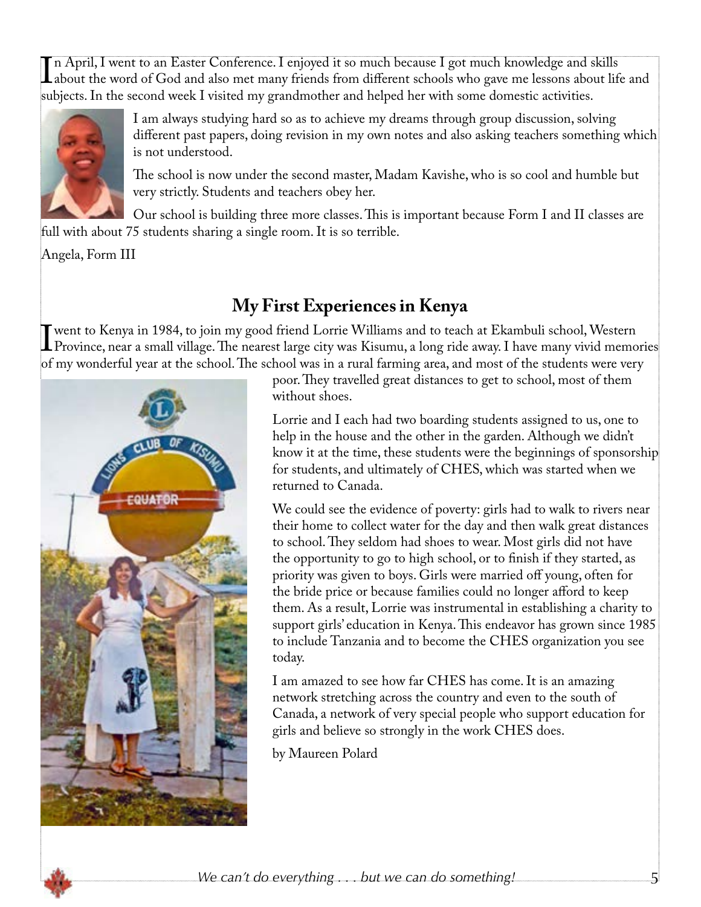In April, I went to an Easter Conference. I enjoyed it so much because I got much knowledge and skills about the word of God and also met many friends from different schools who gave me lessons about life and subjects. In the second week I visited my grandmother and helped her with some domestic activities.

I am always studying hard so as to achieve my dreams through group discussion, solving different past papers, doing revision in my own notes and also asking teachers something which is not understood.

The school is now under the second master, Madam Kavishe, who is so cool and humble but very strictly. Students and teachers obey her.

Our school is building three more classes. This is important because Form I and II classes are full with about 75 students sharing a single room. It is so terrible.

Angela, Form III

## My First Experiences in Kenya

I went to Kenya in 1984, to join my good friend Lorrie Williams and to teach at Ekambuli school, Western Province, near a small village. The nearest large city was Kisumu, a long ride away. I have many vivid memories of my wonderful year at the school. The school was in a rural farming area, and most of the students were very poor. They travelled great distances to get to school, most of them without shoes.

Lorrie and I each had two boarding students assigned to us, one to help in the house and the other in the garden. Although we didn't know it at the time, these students were the beginnings of sponsorship for students, and ultimately of CHES, which was started when we returned to Canada.

We could see the evidence of poverty: girls had to walk to rivers near their home to collect water for the day and then walk great distances to school. They seldom had shoes to wear. Most girls did not have the opportunity to go to high school, or to finish if they started, as priority was given to boys. Girls were married off young, often for the bride price or because families could no longer afford to keep them. As a result, Lorrie was instrumental in establishing a charity to support girls' education in Kenya. This endeavor has grown since 1985 to include Tanzania and to become the CHES organization you see today.

I am amazed to see how far CHES has come. It is an amazing network stretching across the country and even to the south of Canada, a network of very special people who support education for girls and believe so strongly in the work CHES does.

by Maureen Polard

*We can't do everything . . . but we can do something!*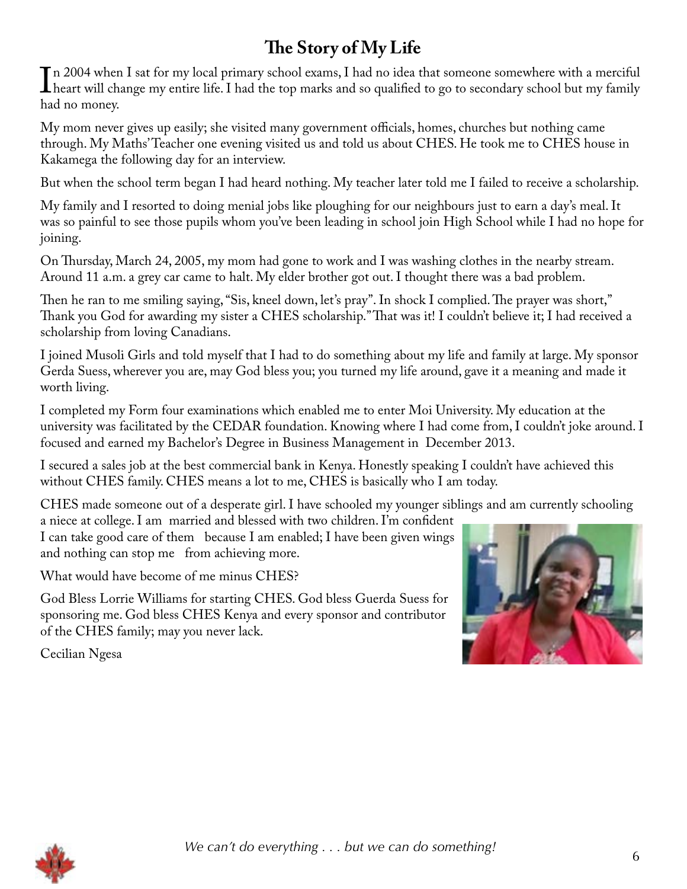# The Story of My Life

In 2004 when I sat for my local primary school exams, I had no idea that someone somewhere with a merciful heart will change my entire life. I had the top marks and so qualified to go to secondary school but my family had no money.

My mom never gives up easily; she visited many government officials, homes, churches but nothing came through. My Maths' Teacher one evening visited us and told us about CHES. He took me to CHES house in Kakamega the following day for an interview.

But when the school term began I had heard nothing. My teacher later told me I failed to receive a scholarship.

My family and I resorted to doing menial jobs like ploughing for our neighbours just to earn a day's meal. It was so painful to see those pupils whom you've been leading in school join High School while I had no hope for joining.

On Thursday, March 24, 2005, my mom had gone to work and I was washing clothes in the nearby stream. Around 11 a.m. a grey car came to halt. My elder brother got out. I thought there was a bad problem.

Then he ran to me smiling saying, "Sis, kneel down, let's pray". In shock I complied. The prayer was short," Thank you God for awarding my sister a CHES scholarship." That was it! I couldn't believe it; I had received a scholarship from loving Canadians.

I joined Musoli Girls and told myself that I had to do something about my life and family at large. My sponsor Gerda Suess, wherever you are, may God bless you; you turned my life around, gave it a meaning and made it worth living.

I completed my Form four examinations which enabled me to enter Moi University. My education at the university was facilitated by the CEDAR foundation. Knowing where I had come from, I couldn't joke around. I focused and earned my Bachelor's Degree in Business Management in December 2013.

I secured a sales job at the best commercial bank in Kenya. Honestly speaking I couldn't have achieved this without CHES family. CHES means a lot to me, CHES is basically who I am today.

CHES made someone out of a desperate girl. I have schooled my younger siblings and am currently schooling a niece at college. I am married and blessed with two children. I'm confident I can take good care of them because I am enabled; I have been given wings and nothing can stop me from achieving more.

What would have become of me minus CHES?

God Bless Lorrie Williams for starting CHES. God bless Guerda Suess for sponsoring me. God bless CHES Kenya and every sponsor and contributor of the CHES family; may you never lack.

Cecilian Ngesa

*We can't do everything . . . but we can do something!*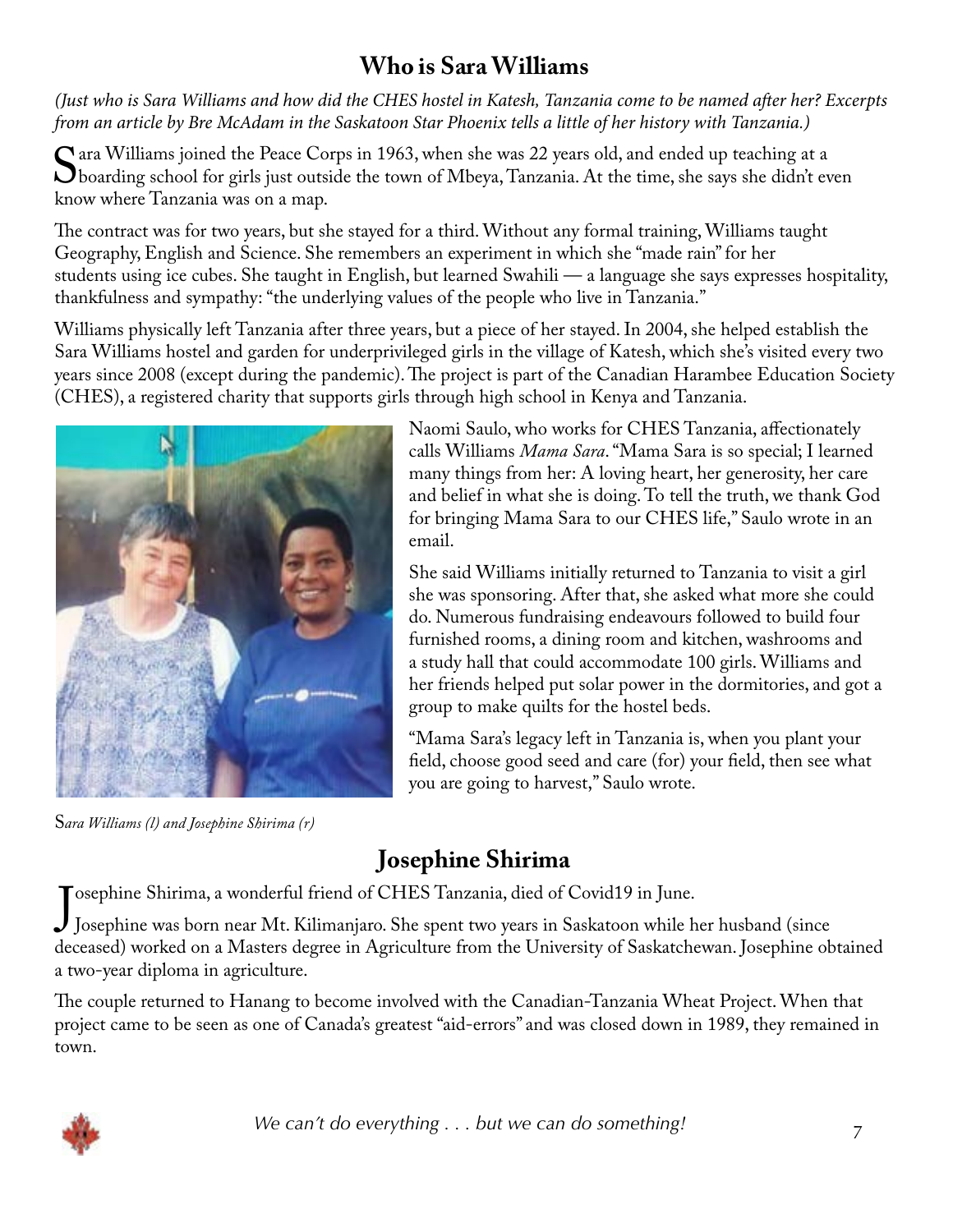## Who is Sara Williams

*(Just who is Sara Williams and how did the CHES hostel in Katesh, Tanzania come to be named after her? Excerpts from an article by Bre McAdam in the Saskatoon Star Phoenix tells a little of her history with Tanzania.)*

Sara Williams joined the Peace Corps in 1963, when she was 22 years old, and ended up teaching at a boarding school for girls just outside the town of Mbeya, Tanzania. At the time, she says she didn't even know where Tanzania was on a map.

The contract was for two years, but she stayed for a third. Without any formal training, Williams taught Geography, English and Science. She remembers an experiment in which she "made rain" for her students using ice cubes. She taught in English, but learned Swahili — a language she says expresses hospitality, thankfulness and sympathy: "the underlying values of the people who live in Tanzania."

Williams physically left Tanzania after three years, but a piece of her stayed. In 2004, she helped establish the Sara Williams hostel and garden for underprivileged girls in the village of Katesh, which she's visited every two years since 2008 (except during the pandemic). The project is part of the Canadian Harambee Education Society (CHES), a registered charity that supports girls through high school in Kenya and Tanzania.

*Sara Williams (l) and Josephine Shirima (r)*

Naomi Saulo, who works for CHES Tanzania, affectionately calls Williams *Mama Sara*. "Mama Sara is so special; I learned many things from her: A loving heart, her generosity, her care and belief in what she is doing. To tell the truth, we thank God for bringing Mama Sara to our CHES life," Saulo wrote in an email.

She said Williams initially returned to Tanzania to visit a girl she was sponsoring. After that, she asked what more she could do. Numerous fundraising endeavours followed to build four furnished rooms, a dining room and kitchen, washrooms and a study hall that could accommodate 100 girls. Williams and her friends helped put solar power in the dormitories, and got a group to make quilts for the hostel beds.

"Mama Sara's legacy left in Tanzania is, when you plant your field, choose good seed and care (for) your field, then see what you are going to harvest," Saulo wrote.

## Josephine Shirima

Josephine Shirima, a wonderful friend of CHES Tanzania, died of Covid19 in June.

Josephine was born near Mt. Kilimanjaro. She spent two years in Saskatoon while her husband (since deceased) worked on a Masters degree in Agriculture from the University of Saskatchewan. Josephine obtained a two-year diploma in agriculture.

The couple returned to Hanang to become involved with the Canadian-Tanzania Wheat Project. When that project came to be seen as one of Canada's greatest "aid-errors" and was closed down in 1989, they remained in town.

*We can't do everything . . . but we can do something!*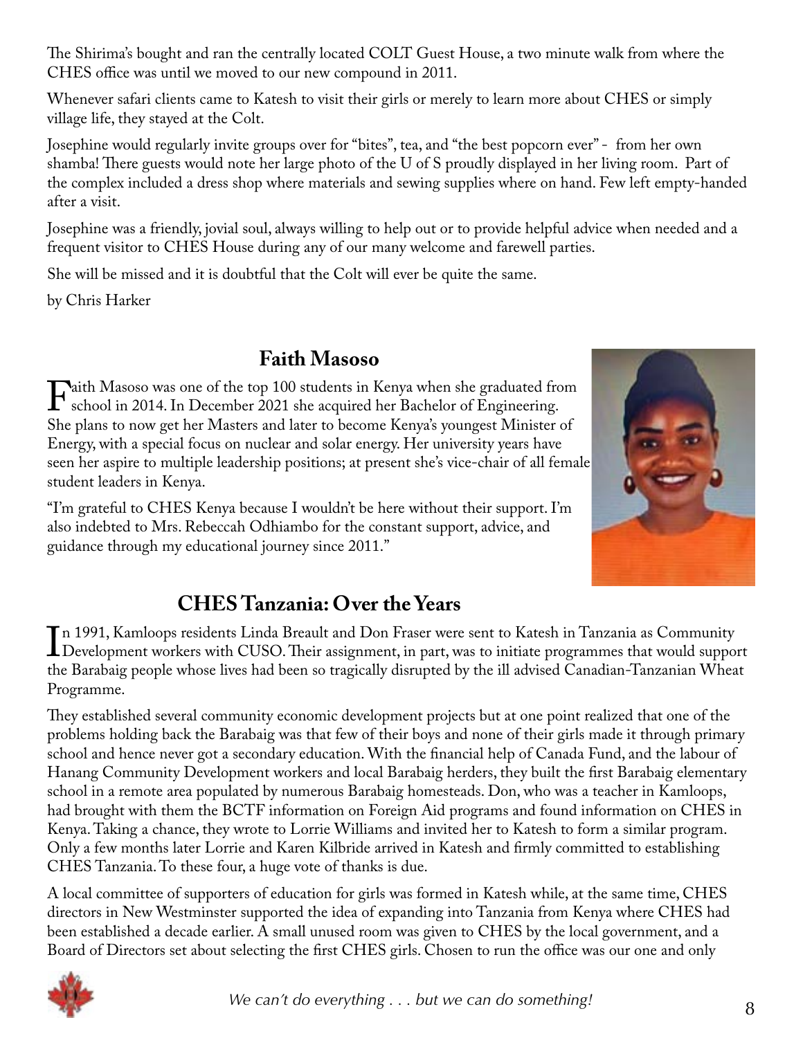The Shirima's bought and ran the centrally located COLT Guest House, a two minute walk from where the CHES office was until we moved to our new compound in 2011.

Whenever safari clients came to Katesh to visit their girls or merely to learn more about CHES or simply village life, they stayed at the Colt.

Josephine would regularly invite groups over for "bites", tea, and "the best popcorn ever" - from her own shamba! There guests would note her large photo of the U of S proudly displayed in her living room. Part of the complex included a dress shop where materials and sewing supplies where on hand. Few left empty-handed after a visit.

Josephine was a friendly, jovial soul, always willing to help out or to provide helpful advice when needed and a frequent visitor to CHES House during any of our many welcome and farewell parties.

She will be missed and it is doubtful that the Colt will ever be quite the same.

by Chris Harker

## Faith Masoso

Faith Masoso was one of the top 100 students in Kenya when she graduated from school in 2014. In December 2021 she acquired her Bachelor of Engineering. She plans to now get her Masters and later to become Kenya's youngest Minister of Energy, with a special focus on nuclear and solar energy. Her university years have seen her aspire to multiple leadership positions; at present she's vice-chair of all female student leaders in Kenya.

"I'm grateful to CHES Kenya because I wouldn't be here without their support. I'm also indebted to Mrs. Rebeccah Odhiambo for the constant support, advice, and guidance through my educational journey since 2011."

## CHES Tanzania: Over the Years

In 1991, Kamloops residents Linda Breault and Don Fraser were sent to Katesh in Tanzania as Community Development workers with CUSO. Their assignment, in part, was to initiate programmes that would support the Barabaig people whose lives had been so tragically disrupted by the ill advised Canadian-Tanzanian Wheat Programme.

They established several community economic development projects but at one point realized that one of the problems holding back the Barabaig was that few of their boys and none of their girls made it through primary school and hence never got a secondary education. With the financial help of Canada Fund, and the labour of Hanang Community Development workers and local Barabaig herders, they built the first Barabaig elementary school in a remote area populated by numerous Barabaig homesteads. Don, who was a teacher in Kamloops, had brought with them the BCTF information on Foreign Aid programs and found information on CHES in Kenya. Taking a chance, they wrote to Lorrie Williams and invited her to Katesh to form a similar program. Only a few months later Lorrie and Karen Kilbride arrived in Katesh and firmly committed to establishing CHES Tanzania. To these four, a huge vote of thanks is due.

A local committee of supporters of education for girls was formed in Katesh while, at the same time, CHES directors in New Westminster supported the idea of expanding into Tanzania from Kenya where CHES had been established a decade earlier. A small unused room was given to CHES by the local government, and a Board of Directors set about selecting the first CHES girls. Chosen to run the office was our one and only

*We can't do everything . . . but we can do something!*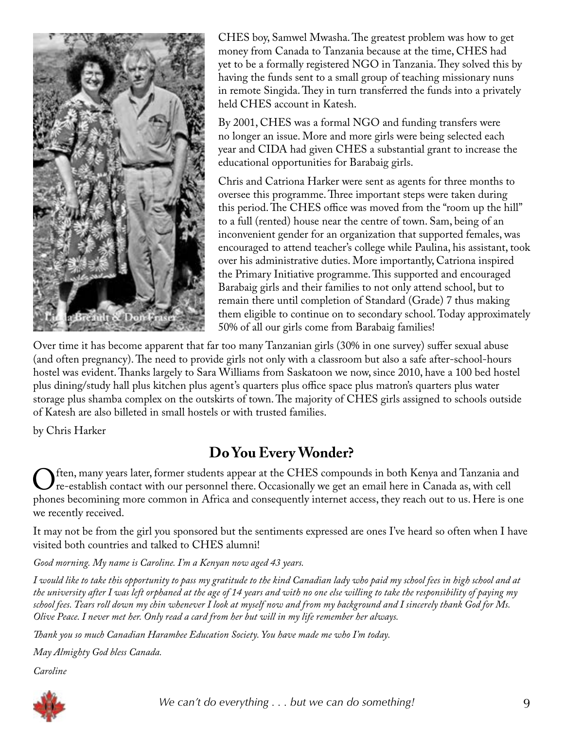CHES boy, Samwel Mwasha. The greatest problem was how to get money from Canada to Tanzania because at the time, CHES had yet to be a formally registered NGO in Tanzania. They solved this by having the funds sent to a small group of teaching missionary nuns in remote Singida. They in turn transferred the funds into a privately held CHES account in Katesh.

By 2001, CHES was a formal NGO and funding transfers were no longer an issue. More and more girls were being selected each year and CIDA had given CHES a substantial grant to increase the educational opportunities for Barabaig girls.

Chris and Catriona Harker were sent as agents for three months to oversee this programme. Three important steps were taken during this period. The CHES office was moved from the "room up the hill" to a full (rented) house near the centre of town. Sam, being of an inconvenient gender for an organization that supported females, was encouraged to attend teacher's college while Paulina, his assistant, took over his administrative duties. More importantly, Catriona inspired the Primary Initiative programme. This supported and encouraged Barabaig girls and their families to not only attend school, but to remain there until completion of Standard (Grade) 7 thus making them eligible to continue on to secondary school. Today approximately 50% of all our girls come from Barabaig families!

Linda Breault & Don Fraser

Over time it has become apparent that far too many Tanzanian girls (30% in one survey) suffer sexual abuse (and often pregnancy). The need to provide girls not only with a classroom but also a safe after-school-hours hostel was evident. Thanks largely to Sara Williams from Saskatoon we now, since 2010, have a 100 bed hostel plus dining/study hall plus kitchen plus agent's quarters plus office space plus matron's quarters plus water storage plus shamba complex on the outskirts of town. The majority of CHES girls assigned to schools outside of Katesh are also billeted in small hostels or with trusted families.

by Chris Harker

## Do You Every Wonder?

Often, many years later, former students appear at the CHES compounds in both Kenya and Tanzania and re-establish contact with our personnel there. Occasionally we get an email here in Canada as, with cell phones becomining more common in Africa and consequently internet access, they reach out to us. Here is one we recently received.

It may not be from the girl you sponsored but the sentiments expressed are ones I've heard so often when I have visited both countries and talked to CHES alumni!

*Good morning. My name is Caroline. I'm a Kenyan now aged 43 years.*

*I would like to take this opportunity to pass my gratitude to the kind Canadian lady who paid my school fees in high school and at the university after I was left orphaned at the age of 14 years and with no one else willing to take the responsibility of paying my school fees. Tears roll down my chin whenever I look at myself now and from my background and I sincerely thank God for Ms. Olive Peace. I never met her. Only read a card from her but will in my life remember her always.*

*Thank you so much Canadian Harambee Education Society. You have made me who I'm today.*

*May Almighty God bless Canada.*

*Caroline*

*We can't do everything . . . but we can do something!*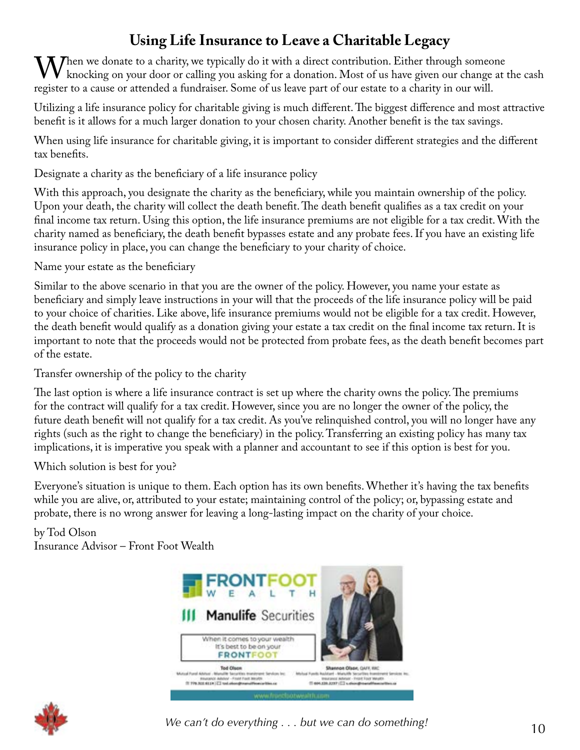# Using Life Insurance to Leave a Charitable Legacy

When we donate to a charity, we typically do it with a direct contribution. Either through someone knocking on your door or calling you asking for a donation. Most of us have given our change at the cash register to a cause or attended a fundraiser. Some of us leave part of our estate to a charity in our will.

Utilizing a life insurance policy for charitable giving is much different. The biggest difference and most attractive benefit is it allows for a much larger donation to your chosen charity. Another benefit is the tax savings.

When using life insurance for charitable giving, it is important to consider different strategies and the different tax benefits.

Designate a charity as the beneficiary of a life insurance policy

With this approach, you designate the charity as the beneficiary, while you maintain ownership of the policy. Upon your death, the charity will collect the death benefit. The death benefit qualifies as a tax credit on your final income tax return. Using this option, the life insurance premiums are not eligible for a tax credit. With the charity named as beneficiary, the death benefit bypasses estate and any probate fees. If you have an existing life insurance policy in place, you can change the beneficiary to your charity of choice.

Name your estate as the beneficiary

Similar to the above scenario in that you are the owner of the policy. However, you name your estate as beneficiary and simply leave instructions in your will that the proceeds of the life insurance policy will be paid to your choice of charities. Like above, life insurance premiums would not be eligible for a tax credit. However, the death benefit would qualify as a donation giving your estate a tax credit on the final income tax return. It is important to note that the proceeds would not be protected from probate fees, as the death benefit becomes part of the estate.

Transfer ownership of the policy to the charity

The last option is where a life insurance contract is set up where the charity owns the policy. The premiums for the contract will qualify for a tax credit. However, since you are no longer the owner of the policy, the future death benefit will not qualify for a tax credit. As you've relinquished control, you will no longer have any rights (such as the right to change the beneficiary) in the policy. Transferring an existing policy has many tax implications, it is imperative you speak with a planner and accountant to see if this option is best for you.

Which solution is best for you?

Everyone's situation is unique to them. Each option has its own benefits. Whether it's having the tax benefits while you are alive, or, attributed to your estate; maintaining control of the policy; or, bypassing estate and probate, there is no wrong answer for leaving a long-lasting impact on the charity of your choice.

by Tod Olson
Insurance Advisor – Front Foot Wealth

FRONTFOOT WEALTH

Manulife Securities

When it comes to your wealth
It's best to be on your
FRONTFOOT

Tod Olson
Mutual Fund Advisor - Manulife Securities Investment Services Inc.
Insurance Advisor - Front Foot Wealth

Shannon Olson, CAFP, RRC
Mutual Funds Assistant - Manulife Securities Investment Services Inc.
Insurance Advisor - Front Foot Wealth

www.frontfootwealth.com

*We can't do everything . . . but we can do something!*